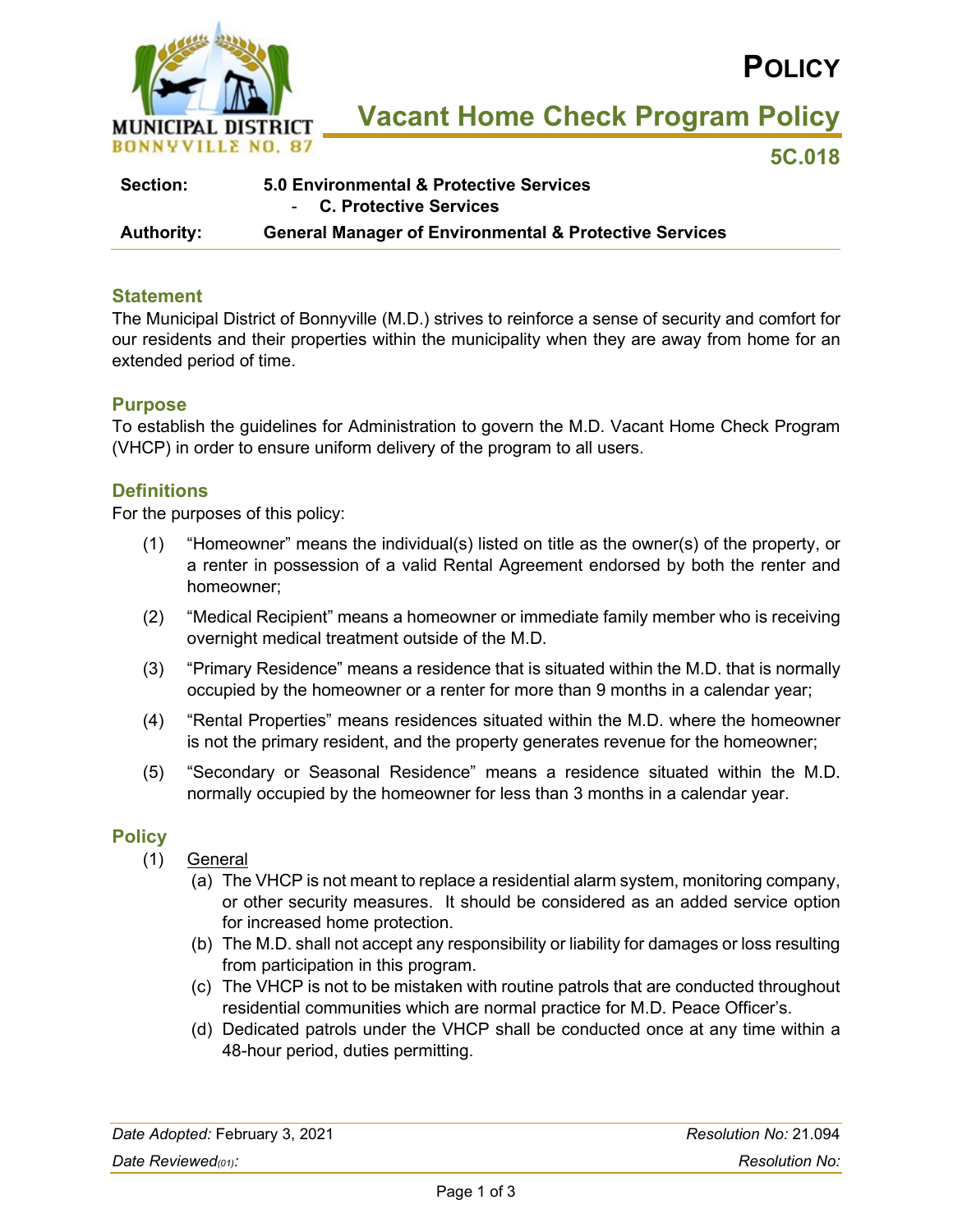# POLICY

## Vacant Home Check Program Policy

**5C.018**

| **Section:** | **5.0 Environmental & Protective Services** - **C. Protective Services** |
|---|---|
| **Authority:** | **General Manager of Environmental & Protective Services** |

### Statement

The Municipal District of Bonnyville (M.D.) strives to reinforce a sense of security and comfort for our residents and their properties within the municipality when they are away from home for an extended period of time.

### Purpose

To establish the guidelines for Administration to govern the M.D. Vacant Home Check Program (VHCP) in order to ensure uniform delivery of the program to all users.

### Definitions

For the purposes of this policy:

(1) "Homeowner" means the individual(s) listed on title as the owner(s) of the property, or a renter in possession of a valid Rental Agreement endorsed by both the renter and homeowner;

(2) "Medical Recipient" means a homeowner or immediate family member who is receiving overnight medical treatment outside of the M.D.

(3) "Primary Residence" means a residence that is situated within the M.D. that is normally occupied by the homeowner or a renter for more than 9 months in a calendar year;

(4) "Rental Properties" means residences situated within the M.D. where the homeowner is not the primary resident, and the property generates revenue for the homeowner;

(5) "Secondary or Seasonal Residence" means a residence situated within the M.D. normally occupied by the homeowner for less than 3 months in a calendar year.

### Policy

(1) General

(a) The VHCP is not meant to replace a residential alarm system, monitoring company, or other security measures. It should be considered as an added service option for increased home protection.

(b) The M.D. shall not accept any responsibility or liability for damages or loss resulting from participation in this program.

(c) The VHCP is not to be mistaken with routine patrols that are conducted throughout residential communities which are normal practice for M.D. Peace Officer's.

(d) Dedicated patrols under the VHCP shall be conducted once at any time within a 48-hour period, duties permitting.

*Date Adopted:* February 3, 2021 | *Resolution No:* 21.094

*Date Reviewed(01):* | *Resolution No:*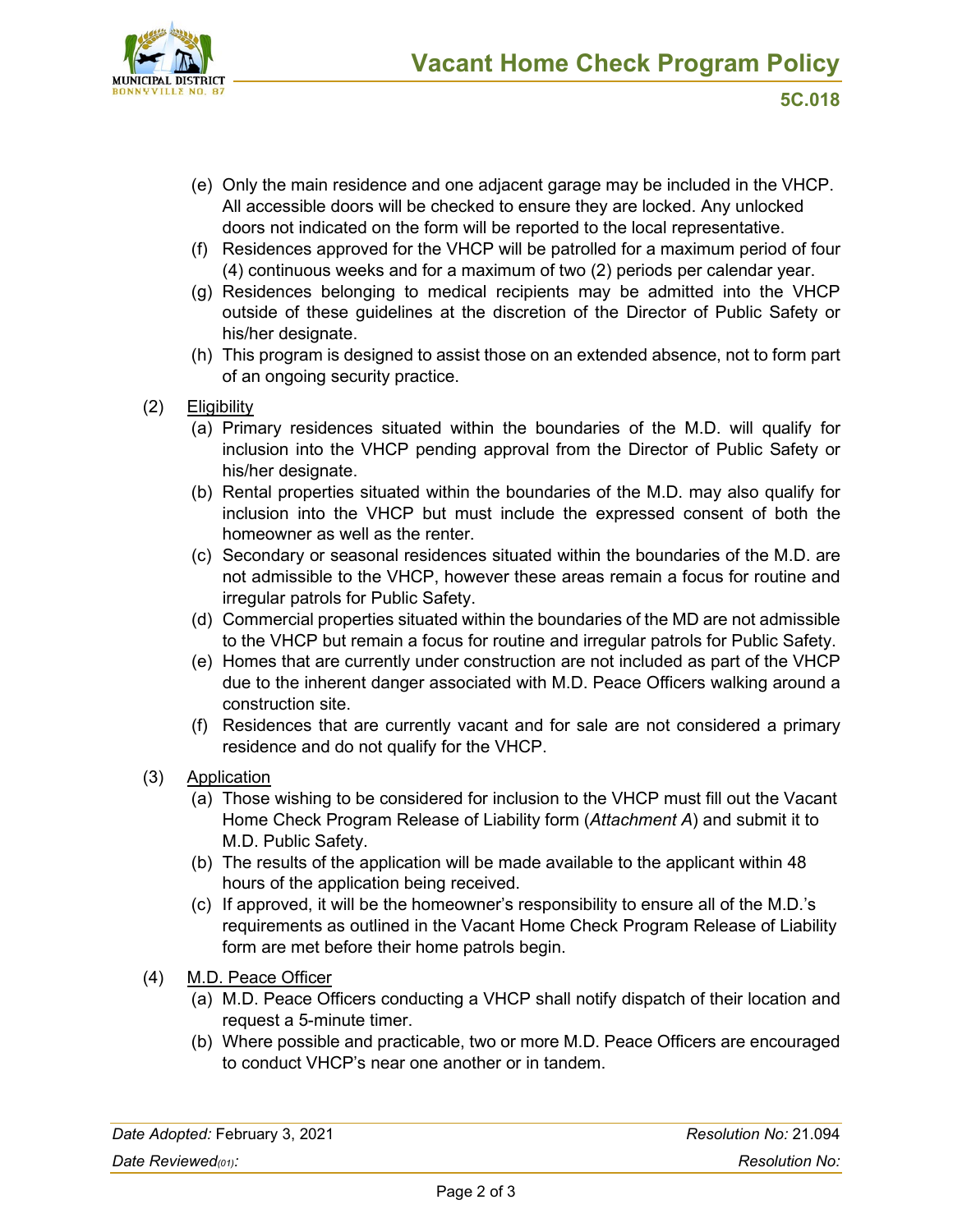(e) Only the main residence and one adjacent garage may be included in the VHCP. All accessible doors will be checked to ensure they are locked. Any unlocked doors not indicated on the form will be reported to the local representative.

(f) Residences approved for the VHCP will be patrolled for a maximum period of four (4) continuous weeks and for a maximum of two (2) periods per calendar year.

(g) Residences belonging to medical recipients may be admitted into the VHCP outside of these guidelines at the discretion of the Director of Public Safety or his/her designate.

(h) This program is designed to assist those on an extended absence, not to form part of an ongoing security practice.

(2) Eligibility

(a) Primary residences situated within the boundaries of the M.D. will qualify for inclusion into the VHCP pending approval from the Director of Public Safety or his/her designate.

(b) Rental properties situated within the boundaries of the M.D. may also qualify for inclusion into the VHCP but must include the expressed consent of both the homeowner as well as the renter.

(c) Secondary or seasonal residences situated within the boundaries of the M.D. are not admissible to the VHCP, however these areas remain a focus for routine and irregular patrols for Public Safety.

(d) Commercial properties situated within the boundaries of the MD are not admissible to the VHCP but remain a focus for routine and irregular patrols for Public Safety.

(e) Homes that are currently under construction are not included as part of the VHCP due to the inherent danger associated with M.D. Peace Officers walking around a construction site.

(f) Residences that are currently vacant and for sale are not considered a primary residence and do not qualify for the VHCP.

(3) Application

(a) Those wishing to be considered for inclusion to the VHCP must fill out the Vacant Home Check Program Release of Liability form (*Attachment A*) and submit it to M.D. Public Safety.

(b) The results of the application will be made available to the applicant within 48 hours of the application being received.

(c) If approved, it will be the homeowner's responsibility to ensure all of the M.D.'s requirements as outlined in the Vacant Home Check Program Release of Liability form are met before their home patrols begin.

(4) M.D. Peace Officer

(a) M.D. Peace Officers conducting a VHCP shall notify dispatch of their location and request a 5-minute timer.

(b) Where possible and practicable, two or more M.D. Peace Officers are encouraged to conduct VHCP's near one another or in tandem.

*Date Adopted:* February 3, 2021 | *Resolution No:* 21.094

*Date Reviewed(01):* | *Resolution No:*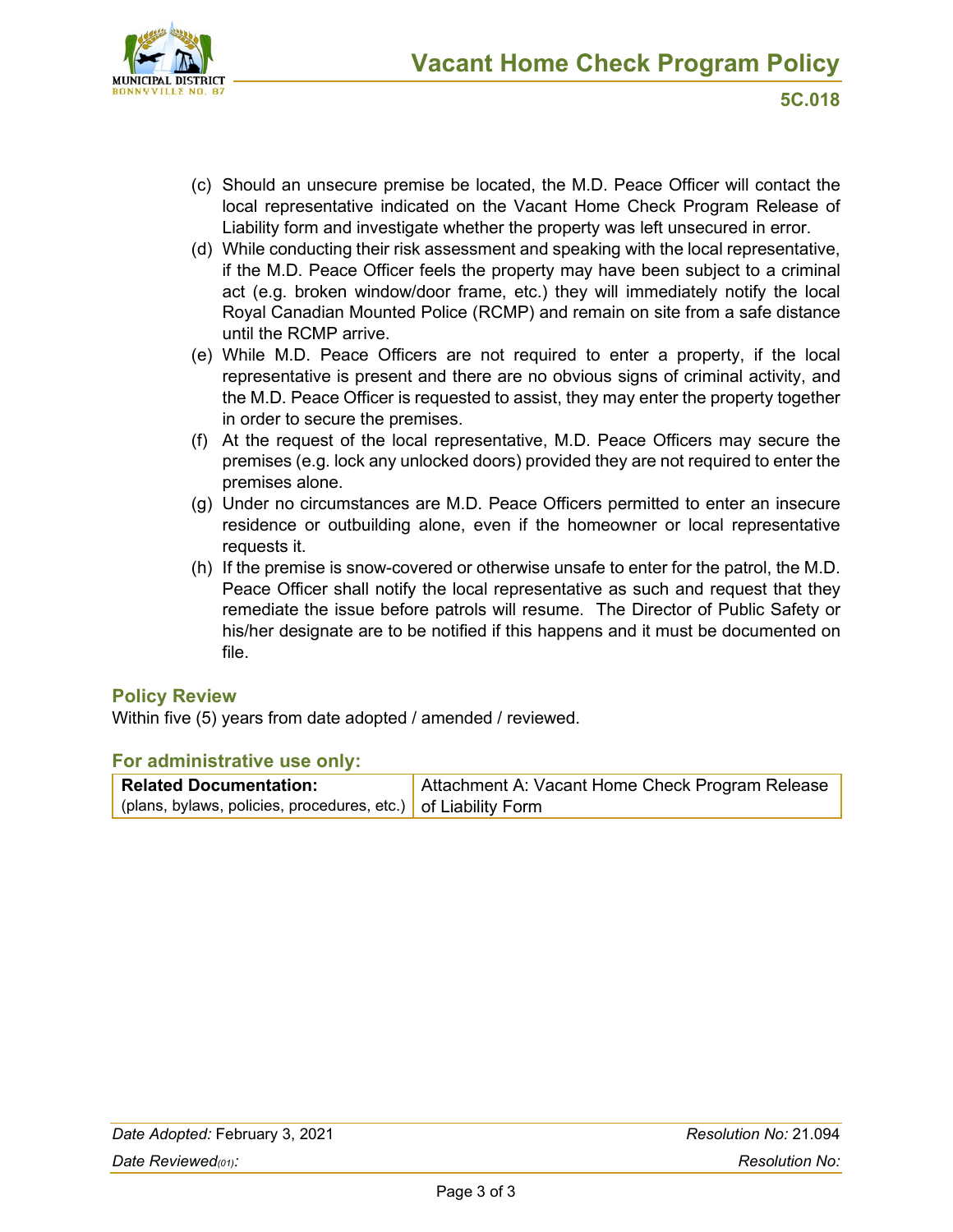(c) Should an unsecure premise be located, the M.D. Peace Officer will contact the local representative indicated on the Vacant Home Check Program Release of Liability form and investigate whether the property was left unsecured in error.

(d) While conducting their risk assessment and speaking with the local representative, if the M.D. Peace Officer feels the property may have been subject to a criminal act (e.g. broken window/door frame, etc.) they will immediately notify the local Royal Canadian Mounted Police (RCMP) and remain on site from a safe distance until the RCMP arrive.

(e) While M.D. Peace Officers are not required to enter a property, if the local representative is present and there are no obvious signs of criminal activity, and the M.D. Peace Officer is requested to assist, they may enter the property together in order to secure the premises.

(f) At the request of the local representative, M.D. Peace Officers may secure the premises (e.g. lock any unlocked doors) provided they are not required to enter the premises alone.

(g) Under no circumstances are M.D. Peace Officers permitted to enter an insecure residence or outbuilding alone, even if the homeowner or local representative requests it.

(h) If the premise is snow-covered or otherwise unsafe to enter for the patrol, the M.D. Peace Officer shall notify the local representative as such and request that they remediate the issue before patrols will resume. The Director of Public Safety or his/her designate are to be notified if this happens and it must be documented on file.

## Policy Review

Within five (5) years from date adopted / amended / reviewed.

## For administrative use only:

| **Related Documentation:** (plans, bylaws, policies, procedures, etc.) | Attachment A: Vacant Home Check Program Release of Liability Form |
|---|---|

*Date Adopted:* February 3, 2021 — *Resolution No:* 21.094

*Date Reviewed(01):* — *Resolution No:*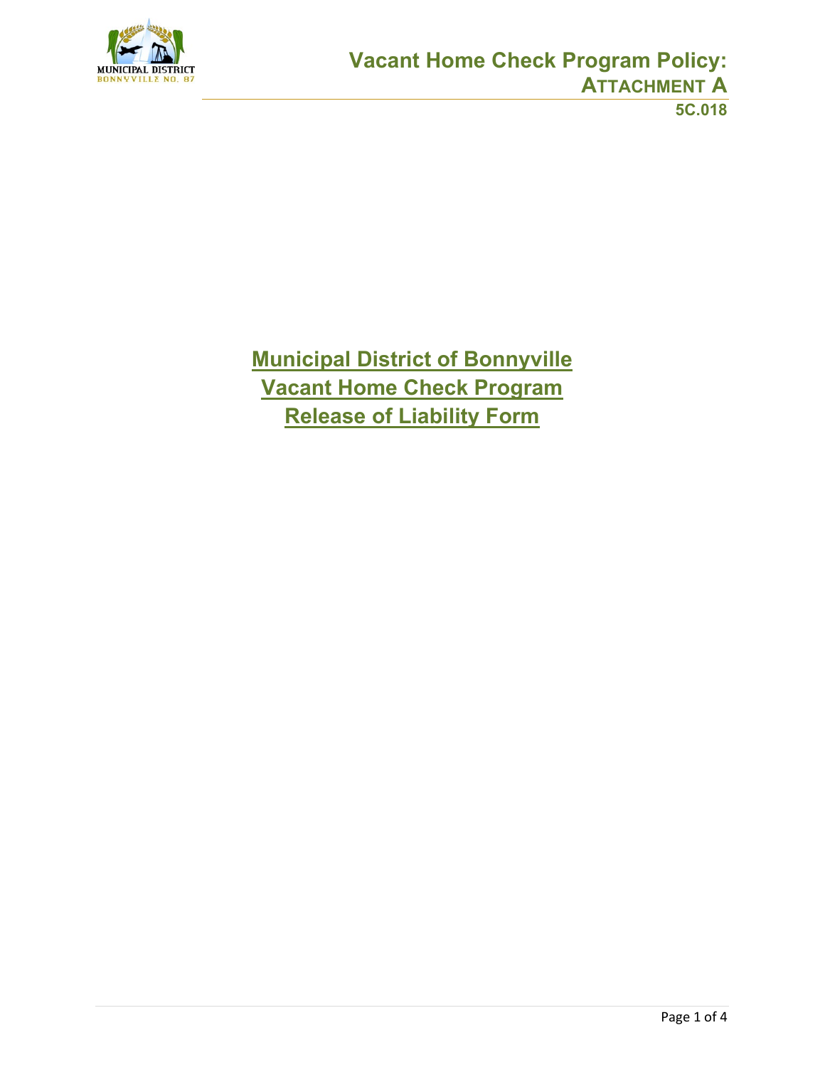# Municipal District of Bonnyville
# Vacant Home Check Program
# Release of Liability Form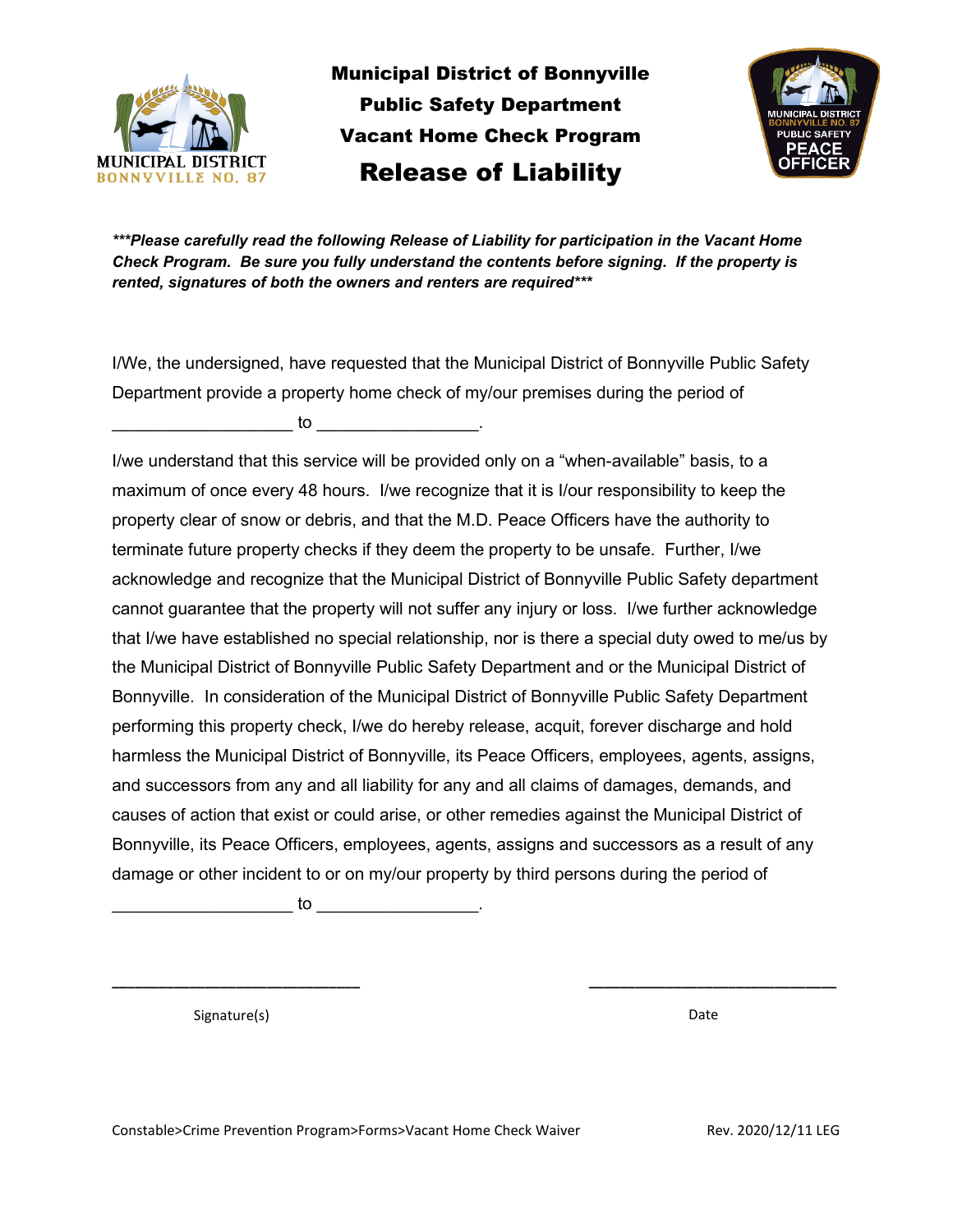# Municipal District of Bonnyville
## Public Safety Department
## Vacant Home Check Program
# Release of Liability

***\*\*\*Please carefully read the following Release of Liability for participation in the Vacant Home Check Program. Be sure you fully understand the contents before signing. If the property is rented, signatures of both the owners and renters are required\*\*\****

I/We, the undersigned, have requested that the Municipal District of Bonnyville Public Safety Department provide a property home check of my/our premises during the period of ___________________ to _________________.

I/we understand that this service will be provided only on a "when-available" basis, to a maximum of once every 48 hours. I/we recognize that it is I/our responsibility to keep the property clear of snow or debris, and that the M.D. Peace Officers have the authority to terminate future property checks if they deem the property to be unsafe. Further, I/we acknowledge and recognize that the Municipal District of Bonnyville Public Safety department cannot guarantee that the property will not suffer any injury or loss. I/we further acknowledge that I/we have established no special relationship, nor is there a special duty owed to me/us by the Municipal District of Bonnyville Public Safety Department and or the Municipal District of Bonnyville. In consideration of the Municipal District of Bonnyville Public Safety Department performing this property check, I/we do hereby release, acquit, forever discharge and hold harmless the Municipal District of Bonnyville, its Peace Officers, employees, agents, assigns, and successors from any and all liability for any and all claims of damages, demands, and causes of action that exist or could arise, or other remedies against the Municipal District of Bonnyville, its Peace Officers, employees, agents, assigns and successors as a result of any damage or other incident to or on my/our property by third persons during the period of ___________________ to _________________.

__________________________ __________________________

Signature(s) Date

Constable>Crime Prevention Program>Forms>Vacant Home Check Waiver Rev. 2020/12/11 LEG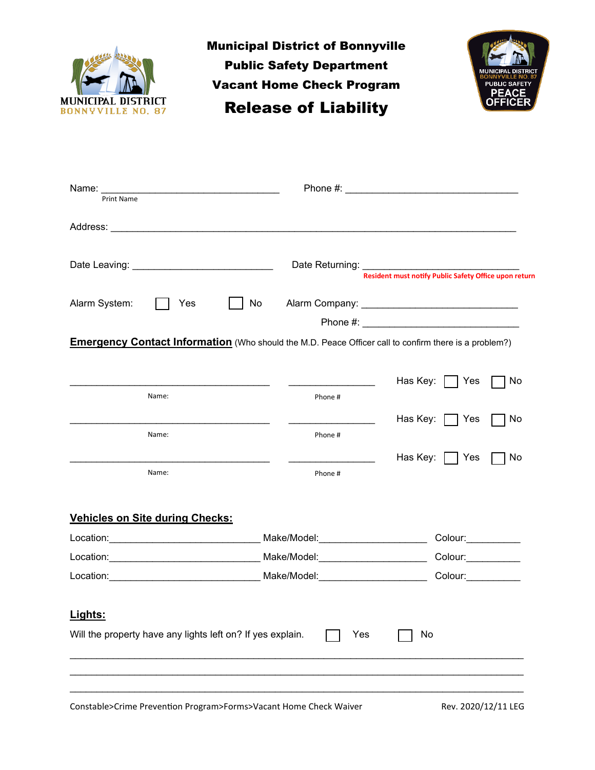**Municipal District of Bonnyville**

**Public Safety Department**

**Vacant Home Check Program**

# Release of Liability

Name: ________________________________ Phone #: ______________________________

Print Name

Address: ______________________________________________________________________

Date Leaving: ________________________ Date Returning: ___________________________

Resident must notify Public Safety Office upon return

Alarm System: ☐ Yes ☐ No Alarm Company: ___________________________

Phone #: ___________________________

**Emergency Contact Information** (Who should the M.D. Peace Officer call to confirm there is a problem?)

| Name: | Phone # | Has Key: |
|---|---|---|
| ____________________________________ | _______________ | ☐ Yes ☐ No |
| ____________________________________ | _______________ | ☐ Yes ☐ No |
| ____________________________________ | _______________ | ☐ Yes ☐ No |

**Vehicles on Site during Checks:**

Location:__________________________ Make/Model:___________________ Colour:_________

Location:__________________________ Make/Model:___________________ Colour:_________

Location:__________________________ Make/Model:___________________ Colour:_________

**Lights:**

Will the property have any lights left on? If yes explain. ☐ Yes ☐ No

______________________________________________________________________________

______________________________________________________________________________

______________________________________________________________________________

Constable>Crime Prevention Program>Forms>Vacant Home Check Waiver Rev. 2020/12/11 LEG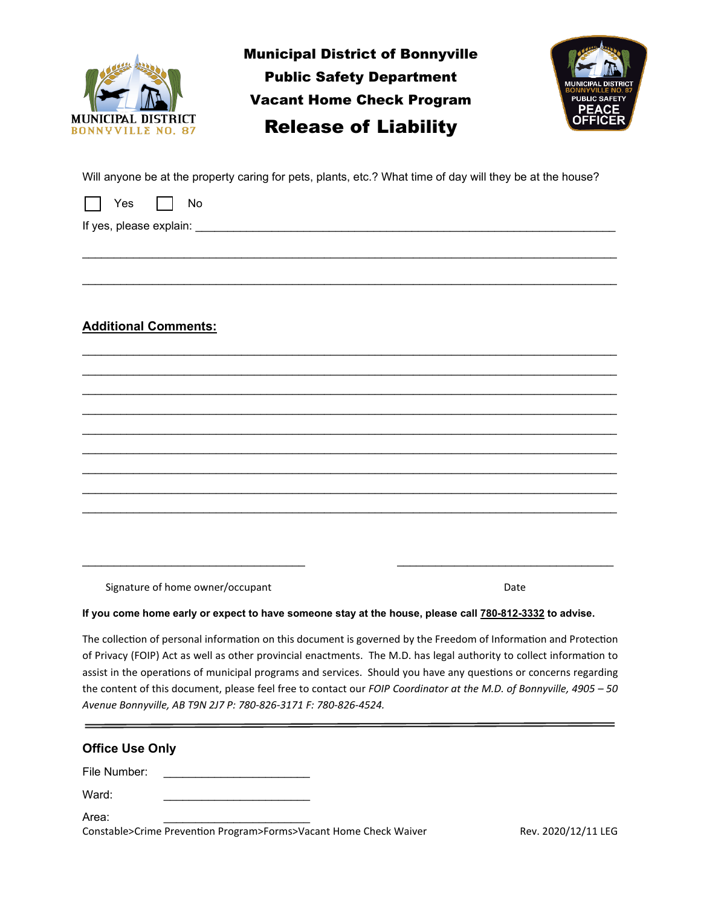**Municipal District of Bonnyville**
**Public Safety Department**
**Vacant Home Check Program**

# Release of Liability

Will anyone be at the property caring for pets, plants, etc.? What time of day will they be at the house?

☐ Yes ☐ No

If yes, please explain: ____________________________________________________________

______________________________________________________________________________

______________________________________________________________________________

## Additional Comments:

______________________________________________________________________________

______________________________________________________________________________

______________________________________________________________________________

______________________________________________________________________________

______________________________________________________________________________

______________________________________________________________________________

______________________________________________________________________________

______________________________________________________________________________

______________________________________________________________________________

_________________________________ _________________________________

Signature of home owner/occupant Date

**If you come home early or expect to have someone stay at the house, please call 780-812-3332 to advise.**

The collection of personal information on this document is governed by the Freedom of Information and Protection of Privacy (FOIP) Act as well as other provincial enactments. The M.D. has legal authority to collect information to assist in the operations of municipal programs and services. Should you have any questions or concerns regarding the content of this document, please feel free to contact our *FOIP Coordinator at the M.D. of Bonnyville, 4905 – 50 Avenue Bonnyville, AB T9N 2J7 P: 780-826-3171 F: 780-826-4524.*

---

### Office Use Only

File Number: ______________________

Ward: ______________________

Area: ______________________

Constable>Crime Prevention Program>Forms>Vacant Home Check Waiver Rev. 2020/12/11 LEG